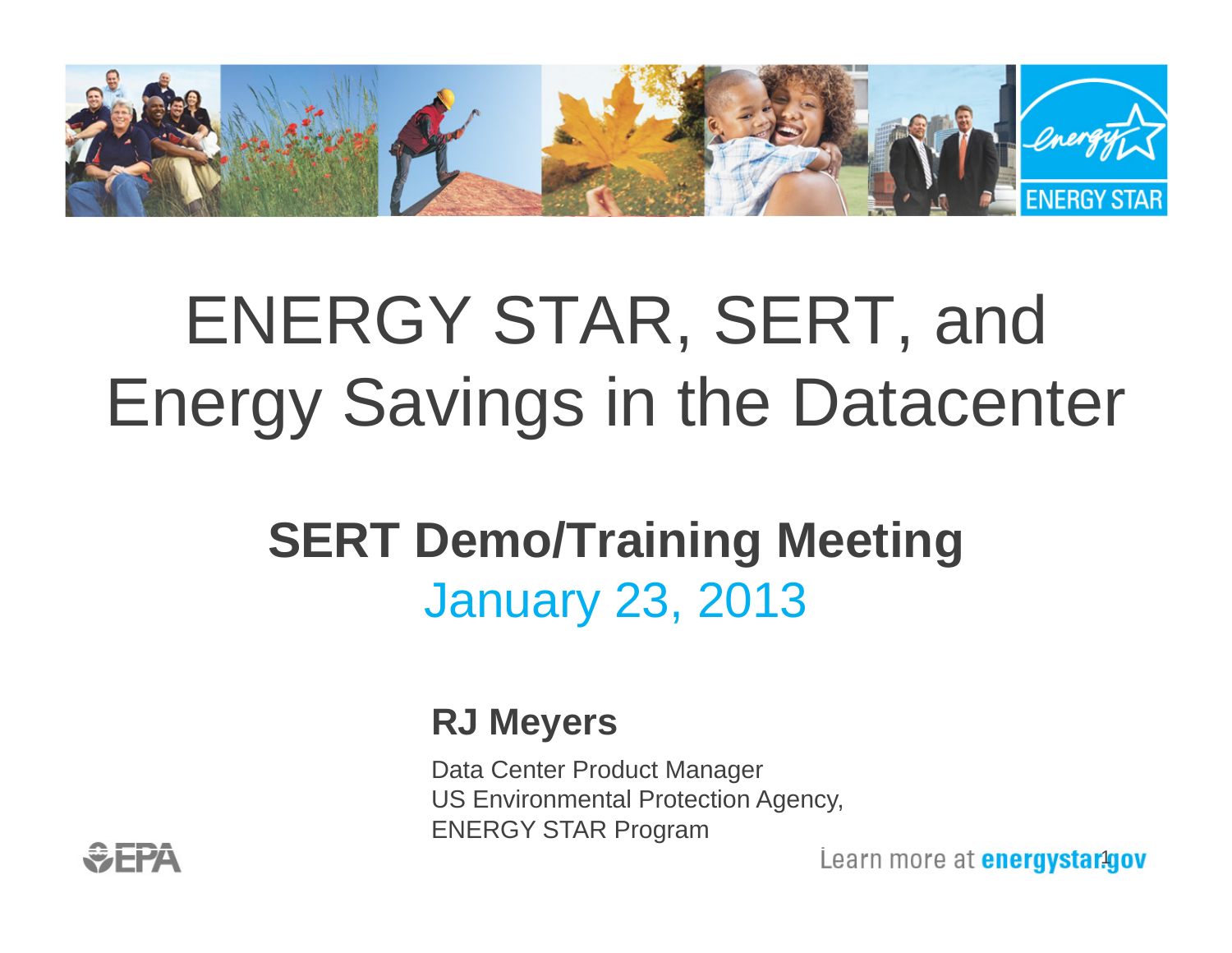# ENERGY STAR, SERT, and Energy Savings in the Datacenter

## SERT Demo/Training Meeting

January 23, 2013

**RJ Meyers**

Data Center Product Manager
US Environmental Protection Agency,
ENERGY STAR Program

Learn more at **energystar.gov**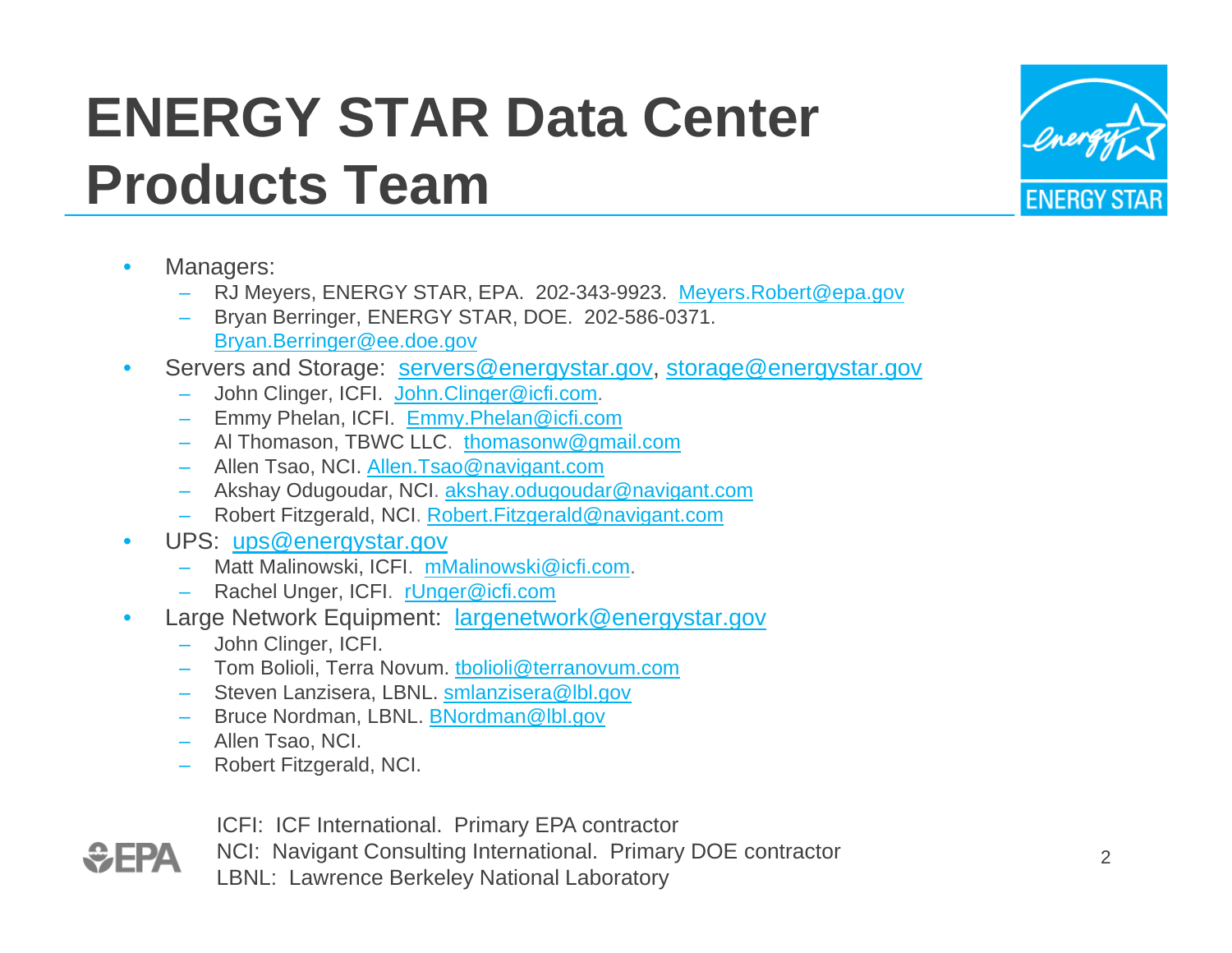# ENERGY STAR Data Center Products Team

- Managers:
  - RJ Meyers, ENERGY STAR, EPA. 202-343-9923. Meyers.Robert@epa.gov
  - Bryan Berringer, ENERGY STAR, DOE. 202-586-0371. Bryan.Berringer@ee.doe.gov
- Servers and Storage: servers@energystar.gov, storage@energystar.gov
  - John Clinger, ICFI. John.Clinger@icfi.com.
  - Emmy Phelan, ICFI. Emmy.Phelan@icfi.com
  - Al Thomason, TBWC LLC. thomasonw@gmail.com
  - Allen Tsao, NCI. Allen.Tsao@navigant.com
  - Akshay Odugoudar, NCI. akshay.odugoudar@navigant.com
  - Robert Fitzgerald, NCI. Robert.Fitzgerald@navigant.com
- UPS: ups@energystar.gov
  - Matt Malinowski, ICFI. mMalinowski@icfi.com.
  - Rachel Unger, ICFI. rUnger@icfi.com
- Large Network Equipment: largenetwork@energystar.gov
  - John Clinger, ICFI.
  - Tom Bolioli, Terra Novum. tbolioli@terranovum.com
  - Steven Lanzisera, LBNL. smlanzisera@lbl.gov
  - Bruce Nordman, LBNL. BNordman@lbl.gov
  - Allen Tsao, NCI.
  - Robert Fitzgerald, NCI.

ICFI: ICF International. Primary EPA contractor
NCI: Navigant Consulting International. Primary DOE contractor
LBNL: Lawrence Berkeley National Laboratory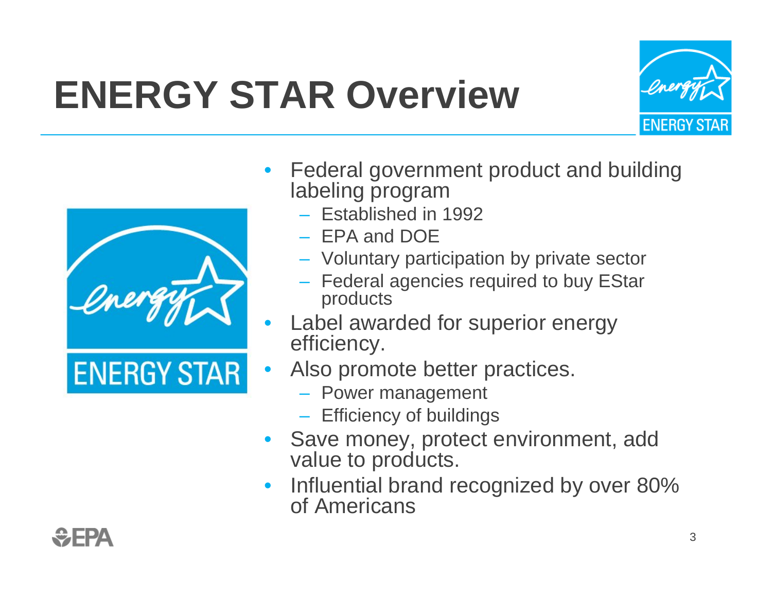# ENERGY STAR Overview

- Federal government product and building labeling program
  - Established in 1992
  - EPA and DOE
  - Voluntary participation by private sector
  - Federal agencies required to buy EStar products
- Label awarded for superior energy efficiency.
- Also promote better practices.
  - Power management
  - Efficiency of buildings
- Save money, protect environment, add value to products.
- Influential brand recognized by over 80% of Americans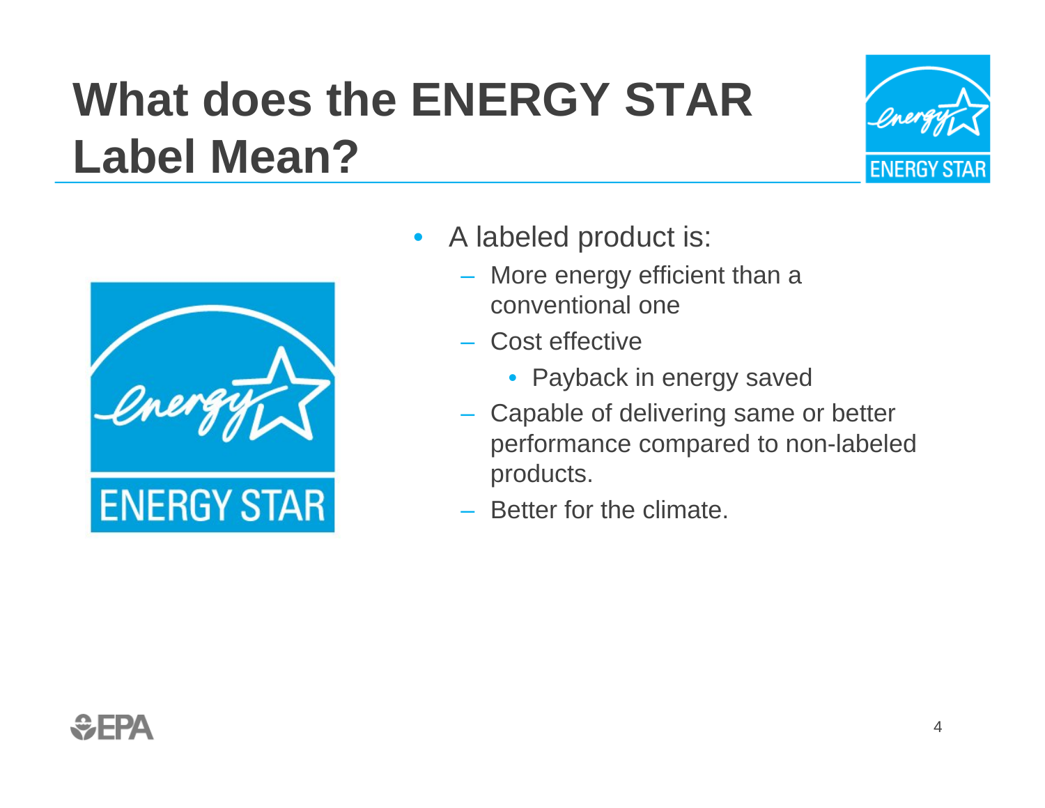# What does the ENERGY STAR Label Mean?

- A labeled product is:
  - More energy efficient than a conventional one
  - Cost effective
    - Payback in energy saved
  - Capable of delivering same or better performance compared to non-labeled products.
  - Better for the climate.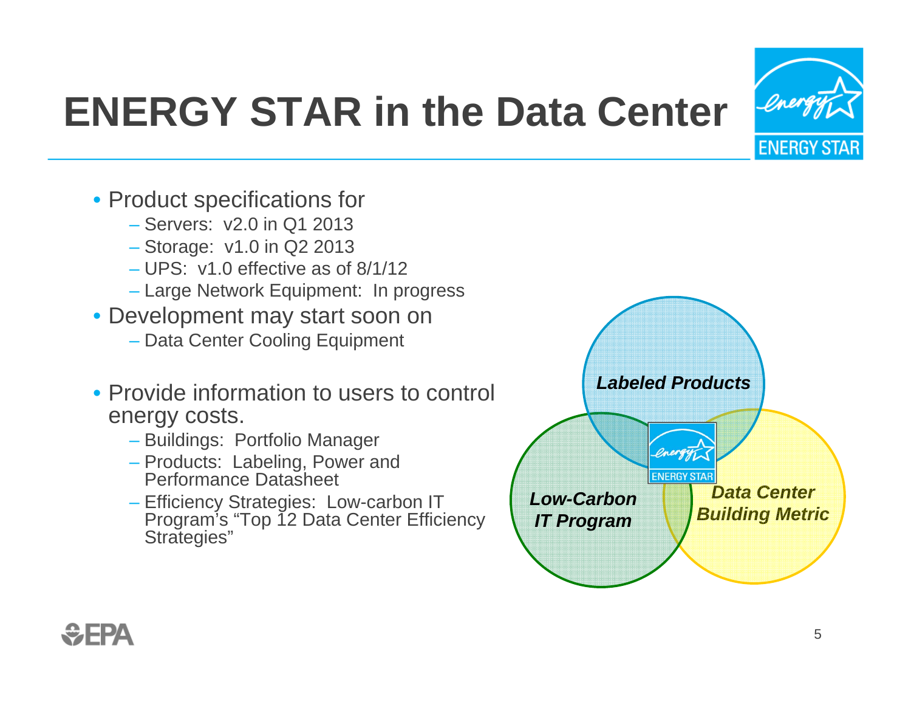# ENERGY STAR in the Data Center

- Product specifications for
  - Servers: v2.0 in Q1 2013
  - Storage: v1.0 in Q2 2013
  - UPS: v1.0 effective as of 8/1/12
  - Large Network Equipment: In progress
- Development may start soon on
  - Data Center Cooling Equipment
- Provide information to users to control energy costs.
  - Buildings: Portfolio Manager
  - Products: Labeling, Power and Performance Datasheet
  - Efficiency Strategies: Low-carbon IT Program's "Top 12 Data Center Efficiency Strategies"

***Labeled Products***

***Low-Carbon IT Program***

***Data Center Building Metric***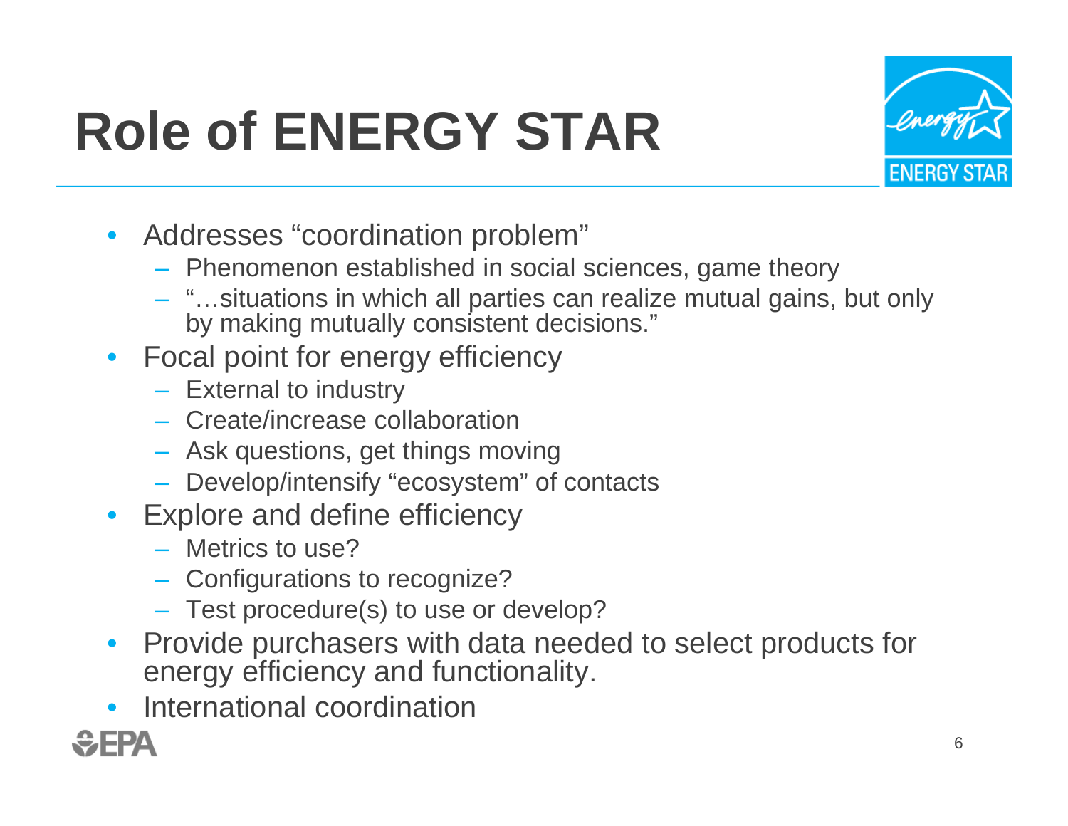# Role of ENERGY STAR

- Addresses “coordination problem”
  - Phenomenon established in social sciences, game theory
  - “…situations in which all parties can realize mutual gains, but only by making mutually consistent decisions.”
- Focal point for energy efficiency
  - External to industry
  - Create/increase collaboration
  - Ask questions, get things moving
  - Develop/intensify “ecosystem” of contacts
- Explore and define efficiency
  - Metrics to use?
  - Configurations to recognize?
  - Test procedure(s) to use or develop?
- Provide purchasers with data needed to select products for energy efficiency and functionality.
- International coordination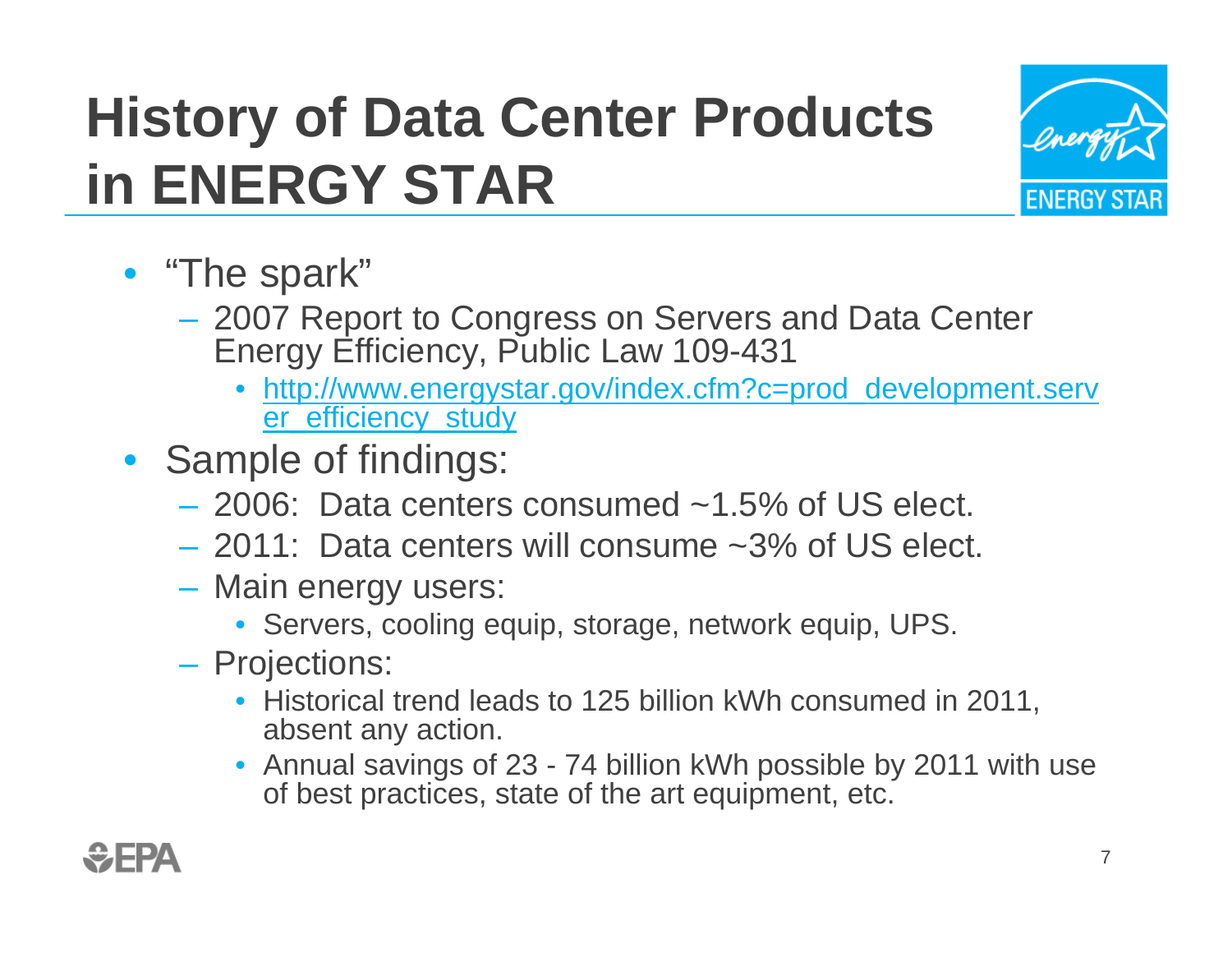# History of Data Center Products in ENERGY STAR

- "The spark"
  - 2007 Report to Congress on Servers and Data Center Energy Efficiency, Public Law 109-431
    - http://www.energystar.gov/index.cfm?c=prod_development.server_efficiency_study
- Sample of findings:
  - 2006: Data centers consumed ~1.5% of US elect.
  - 2011: Data centers will consume ~3% of US elect.
  - Main energy users:
    - Servers, cooling equip, storage, network equip, UPS.
  - Projections:
    - Historical trend leads to 125 billion kWh consumed in 2011, absent any action.
    - Annual savings of 23 - 74 billion kWh possible by 2011 with use of best practices, state of the art equipment, etc.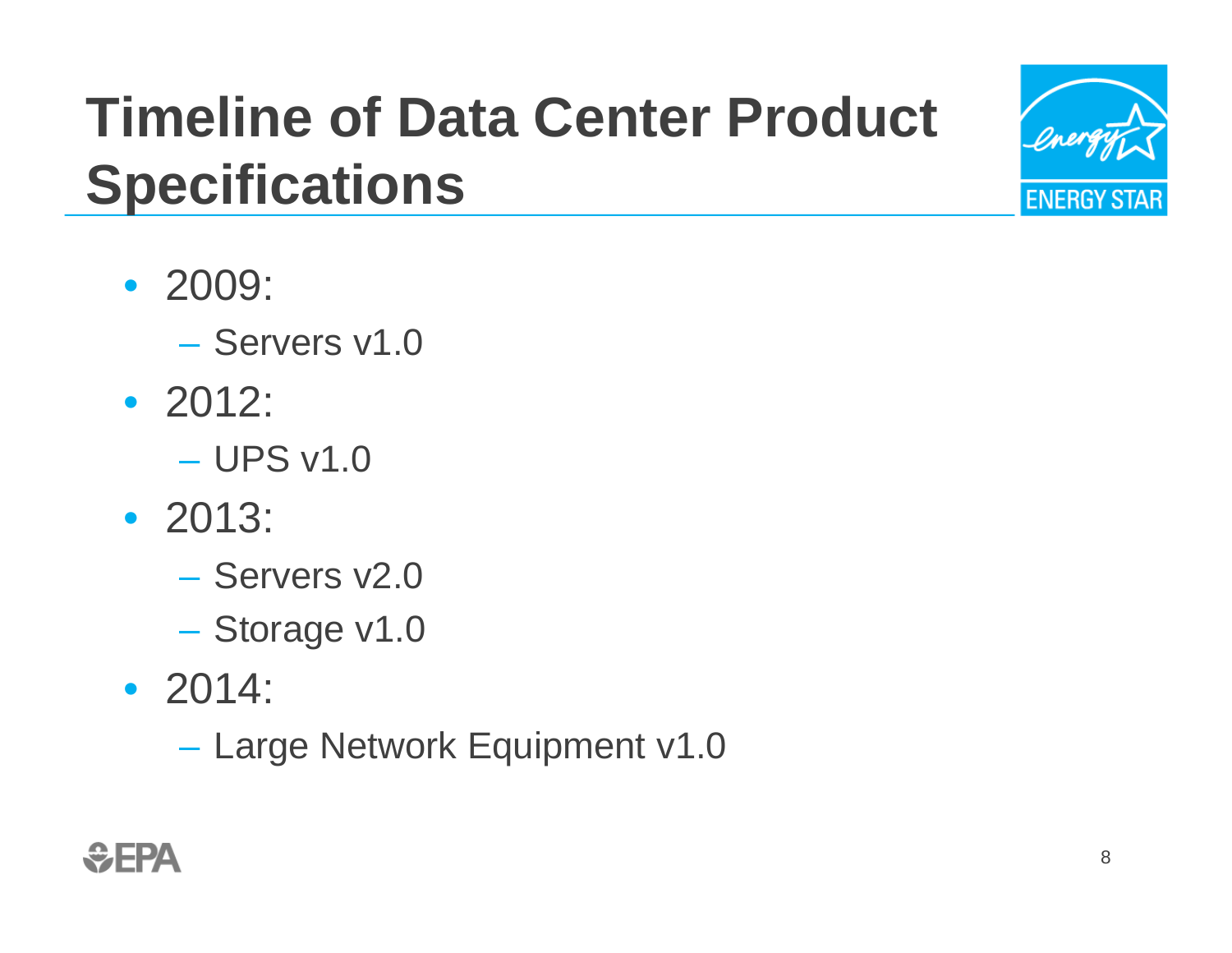# Timeline of Data Center Product Specifications

- 2009:
  - Servers v1.0
- 2012:
  - UPS v1.0
- 2013:
  - Servers v2.0
  - Storage v1.0
- 2014:
  - Large Network Equipment v1.0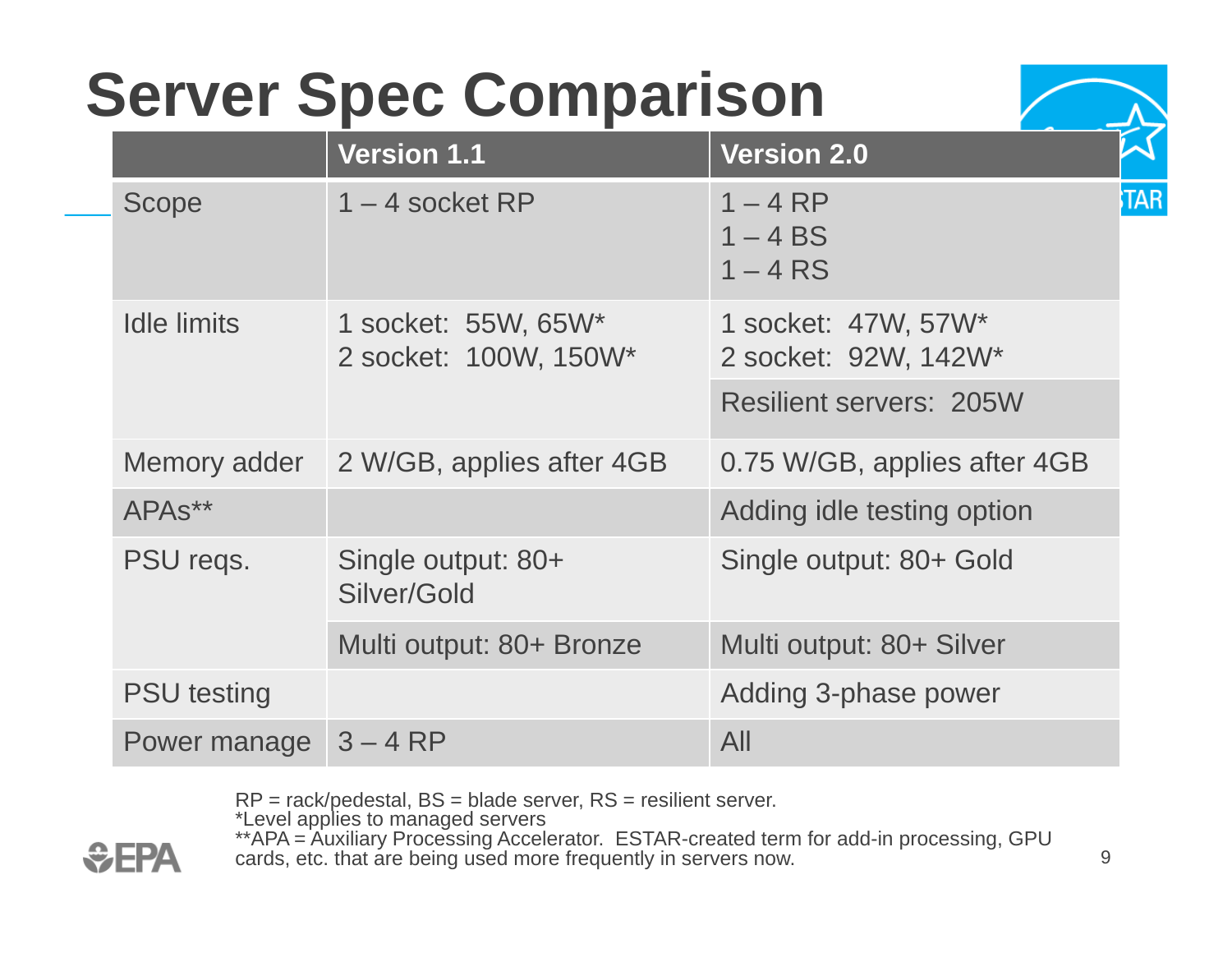# Server Spec Comparison

| | Version 1.1 | Version 2.0 |
|---|---|---|
| Scope | 1 – 4 socket RP | 1 – 4 RP<br>1 – 4 BS<br>1 – 4 RS |
| Idle limits | 1 socket: 55W, 65W*<br>2 socket: 100W, 150W* | 1 socket: 47W, 57W*<br>2 socket: 92W, 142W* |
| | | Resilient servers: 205W |
| Memory adder | 2 W/GB, applies after 4GB | 0.75 W/GB, applies after 4GB |
| APAs** | | Adding idle testing option |
| PSU reqs. | Single output: 80+ Silver/Gold | Single output: 80+ Gold |
| | Multi output: 80+ Bronze | Multi output: 80+ Silver |
| PSU testing | | Adding 3-phase power |
| Power manage | 3 – 4 RP | All |

RP = rack/pedestal, BS = blade server, RS = resilient server.
*Level applies to managed servers
**APA = Auxiliary Processing Accelerator. ESTAR-created term for add-in processing, GPU cards, etc. that are being used more frequently in servers now.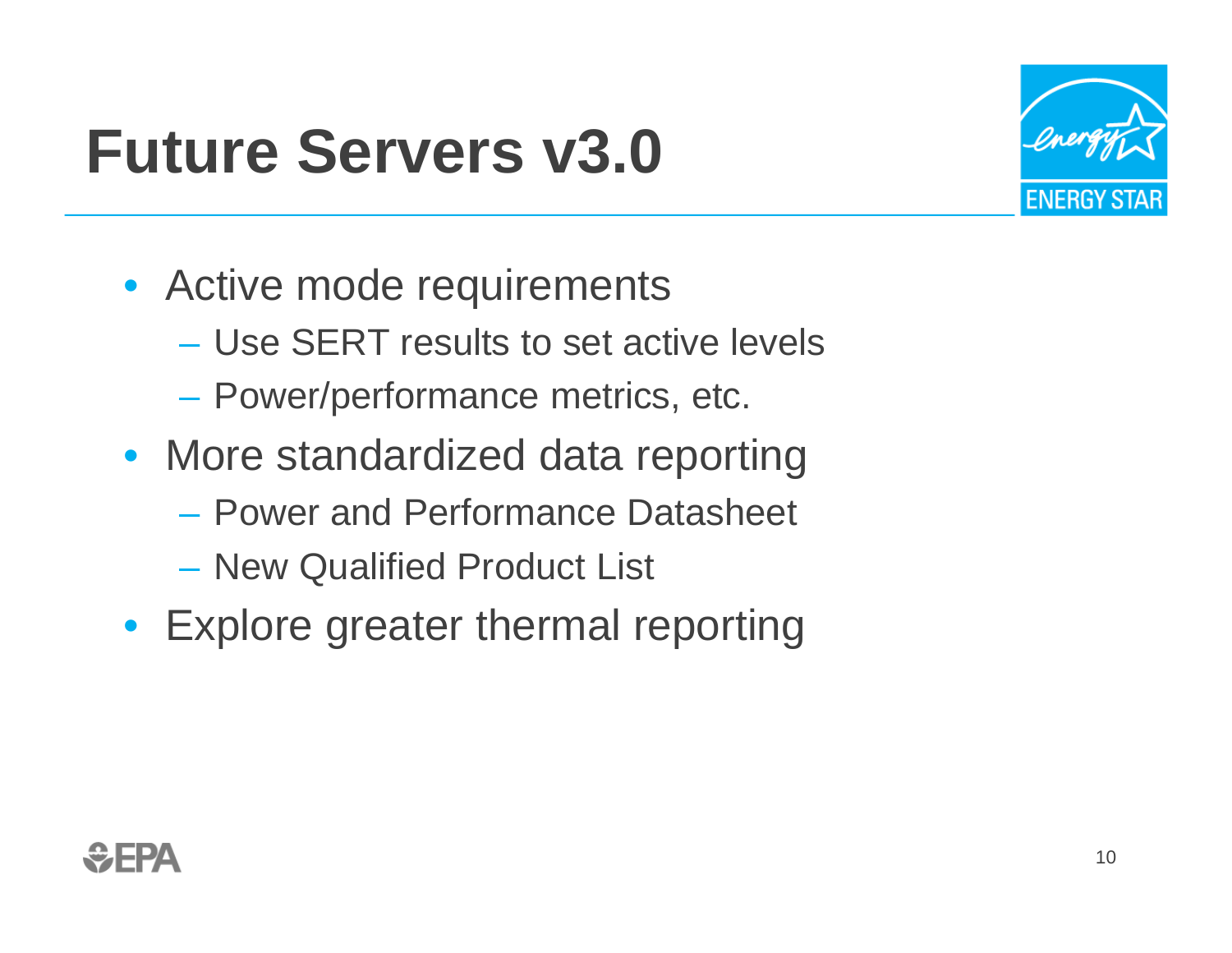# Future Servers v3.0

- Active mode requirements
  - Use SERT results to set active levels
  - Power/performance metrics, etc.
- More standardized data reporting
  - Power and Performance Datasheet
  - New Qualified Product List
- Explore greater thermal reporting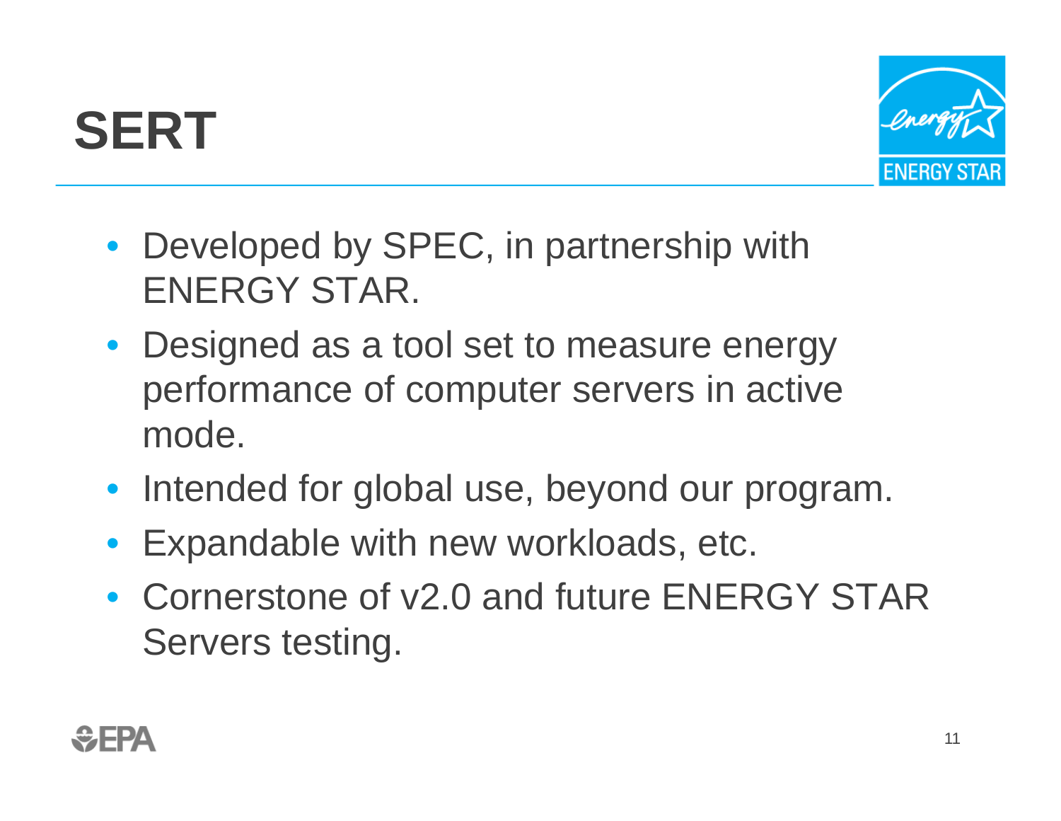# SERT

- Developed by SPEC, in partnership with ENERGY STAR.
- Designed as a tool set to measure energy performance of computer servers in active mode.
- Intended for global use, beyond our program.
- Expandable with new workloads, etc.
- Cornerstone of v2.0 and future ENERGY STAR Servers testing.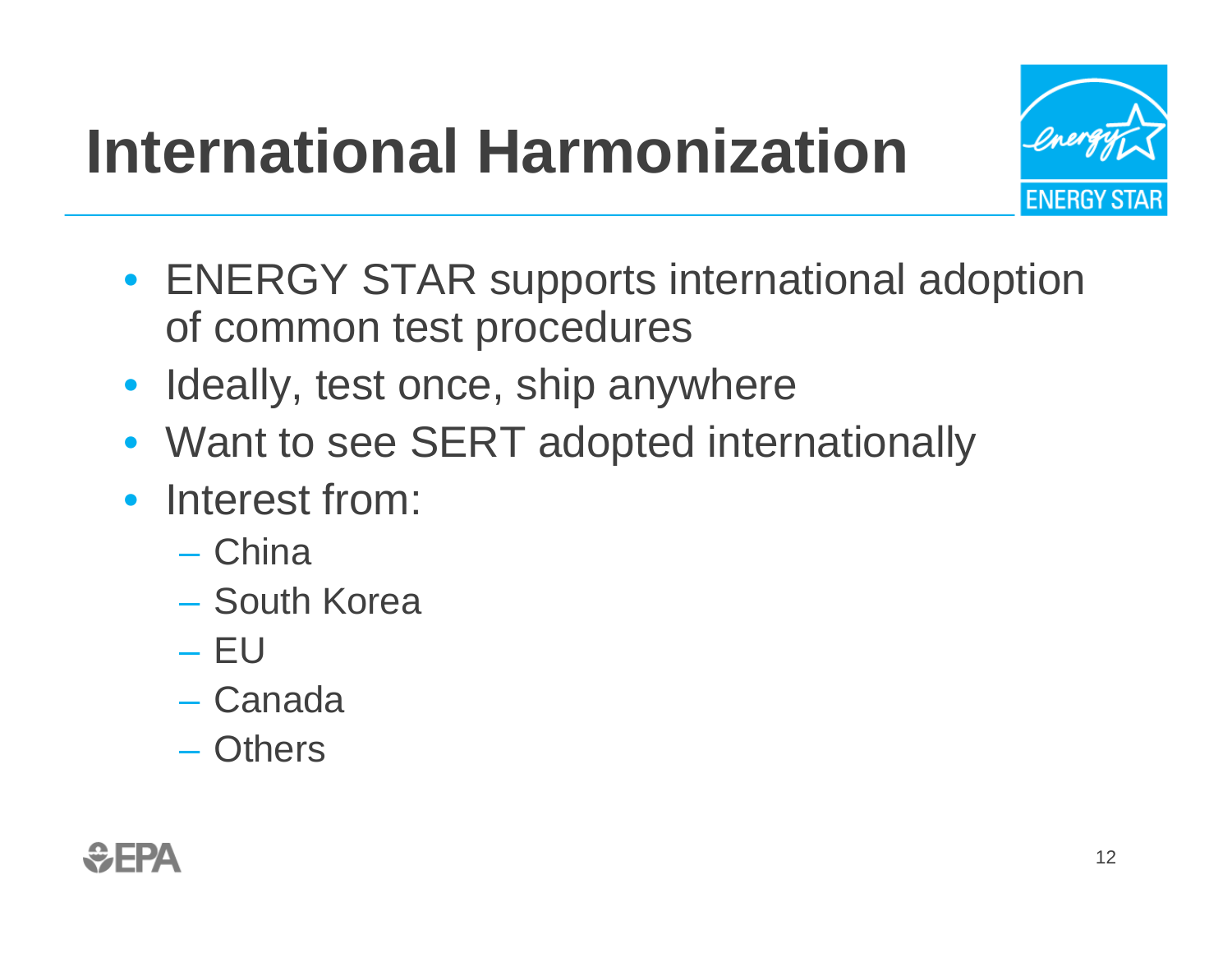# International Harmonization

- ENERGY STAR supports international adoption of common test procedures
- Ideally, test once, ship anywhere
- Want to see SERT adopted internationally
- Interest from:
  - China
  - South Korea
  - EU
  - Canada
  - Others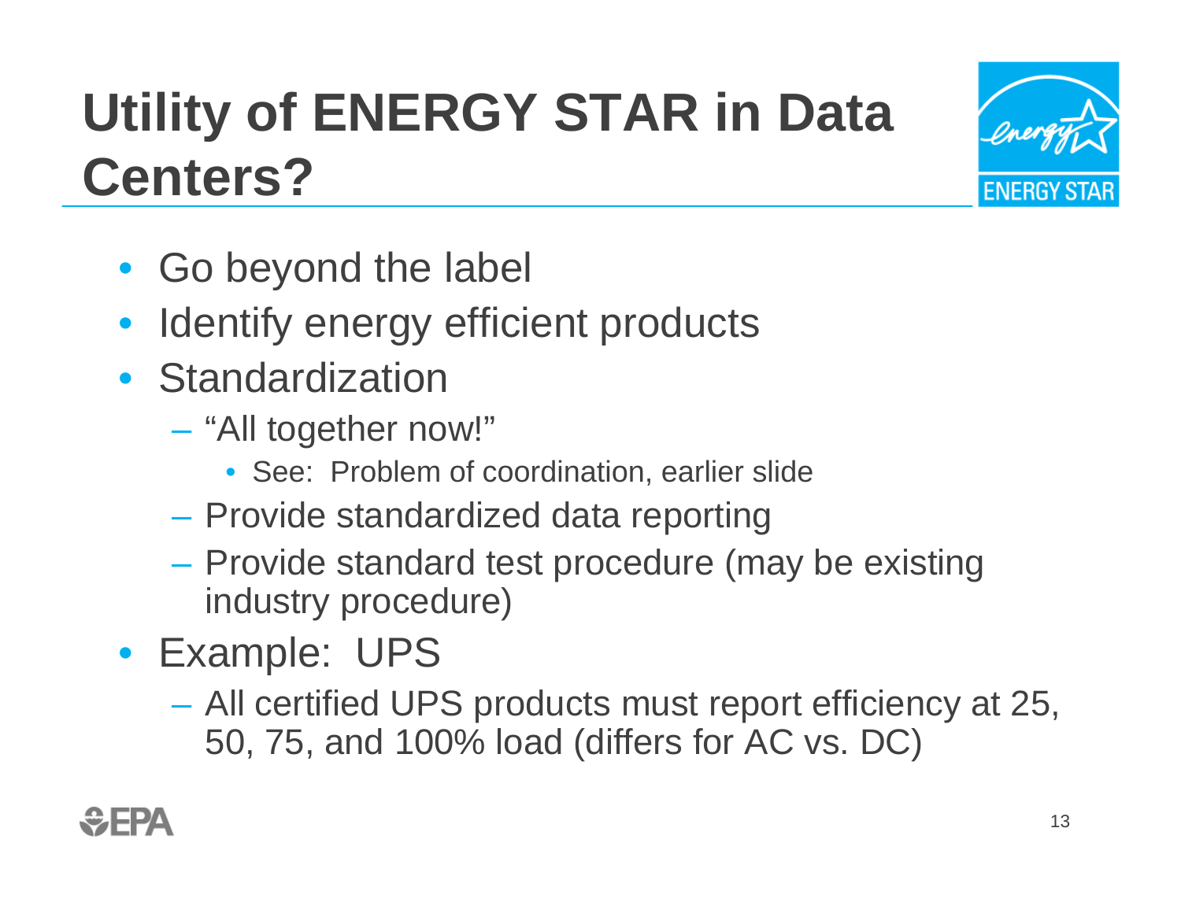# Utility of ENERGY STAR in Data Centers?

- Go beyond the label
- Identify energy efficient products
- Standardization
  - "All together now!"
    - See: Problem of coordination, earlier slide
  - Provide standardized data reporting
  - Provide standard test procedure (may be existing industry procedure)
- Example: UPS
  - All certified UPS products must report efficiency at 25, 50, 75, and 100% load (differs for AC vs. DC)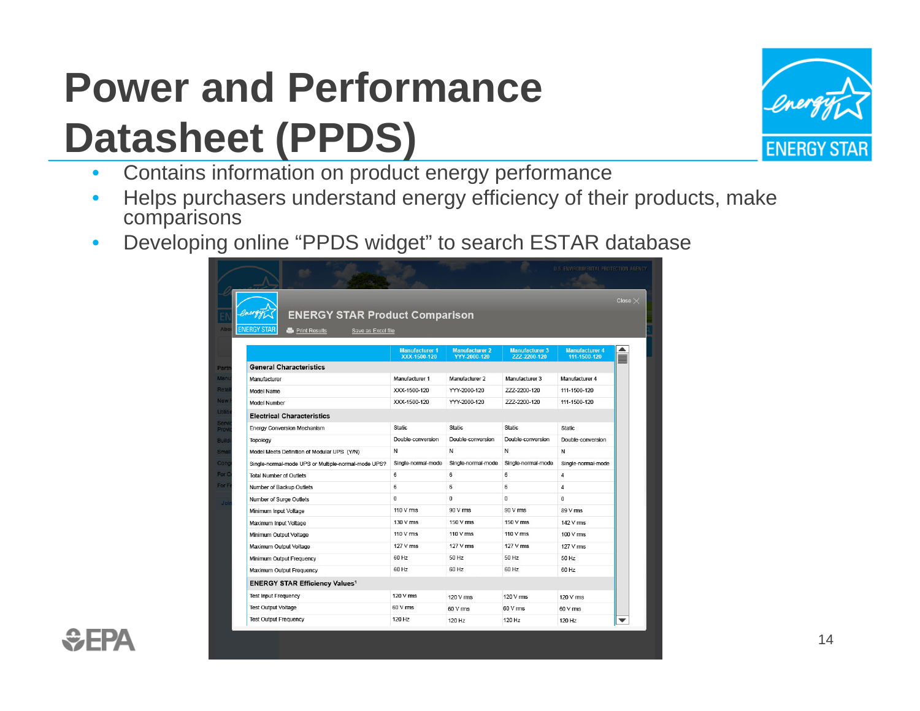# Power and Performance Datasheet (PPDS)

- Contains information on product energy performance
- Helps purchasers understand energy efficiency of their products, make comparisons
- Developing online "PPDS widget" to search ESTAR database

**ENERGY STAR Product Comparison**

Print Results | Save as Excel file

| | Manufacturer 1 XXX-1500-120 | Manufacturer 2 YYY-2000-120 | Manufacturer 3 ZZZ-2200-120 | Manufacturer 4 111-1500-120 |
|---|---|---|---|---|
| **General Characteristics** | | | | |
| Manufacturer | Manufacturer 1 | Manufacturer 2 | Manufacturer 3 | Manufacturer 4 |
| Model Name | XXX-1500-120 | YYY-2000-120 | ZZZ-2200-120 | 111-1500-120 |
| Model Number | XXX-1500-120 | YYY-2000-120 | ZZZ-2200-120 | 111-1500-120 |
| **Electrical Characteristics** | | | | |
| Energy Conversion Mechanism | Static | Static | Static | Static |
| Topology | Double-conversion | Double-conversion | Double-conversion | Double-conversion |
| Model Meets Definition of Modular UPS (Y/N) | N | N | N | N |
| Single-normal-mode UPS or Multiple-normal-mode UPS? | Single-normal-mode | Single-normal-mode | Single-normal-mode | Single-normal-mode |
| Total Number of Outlets | 6 | 6 | 6 | 4 |
| Number of Backup Outlets | 6 | 6 | 6 | 4 |
| Number of Surge Outlets | 0 | 0 | 0 | 0 |
| Minimum Input Voltage | 110 V rms | 90 V rms | 90 V rms | 89 V rms |
| Maximum Input Voltage | 130 V rms | 150 V rms | 150 V rms | 142 V rms |
| Minimum Output Voltage | 110 V rms | 110 V rms | 110 V rms | 100 V rms |
| Maximum Output Voltage | 127 V rms | 127 V rms | 127 V rms | 127 V rms |
| Minimum Output Frequency | 60 Hz | 50 Hz | 50 Hz | 50 Hz |
| Maximum Output Frequency | 60 Hz | 60 Hz | 60 Hz | 60 Hz |
| **ENERGY STAR Efficiency Values**[1] | | | | |
| Test Input Frequency | 120 V rms | 120 V rms | 120 V rms | 120 V rms |
| Test Output Voltage | 60 V rms | 60 V rms | 60 V rms | 60 V rms |
| Test Output Frequency | 120 Hz | 120 Hz | 120 Hz | 120 Hz |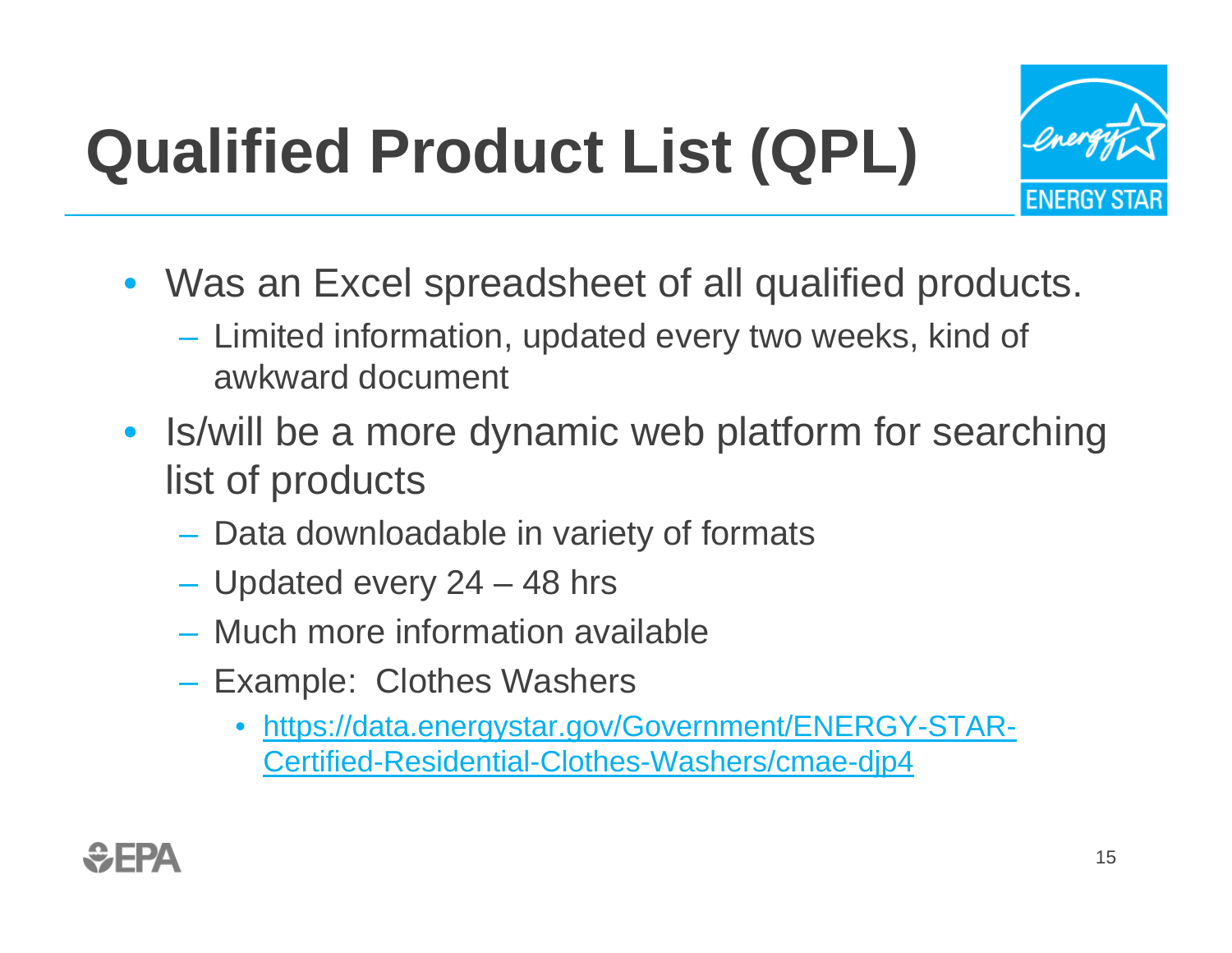# Qualified Product List (QPL)

- Was an Excel spreadsheet of all qualified products.
  - Limited information, updated every two weeks, kind of awkward document
- Is/will be a more dynamic web platform for searching list of products
  - Data downloadable in variety of formats
  - Updated every 24 – 48 hrs
  - Much more information available
  - Example: Clothes Washers
    - https://data.energystar.gov/Government/ENERGY-STAR-Certified-Residential-Clothes-Washers/cmae-djp4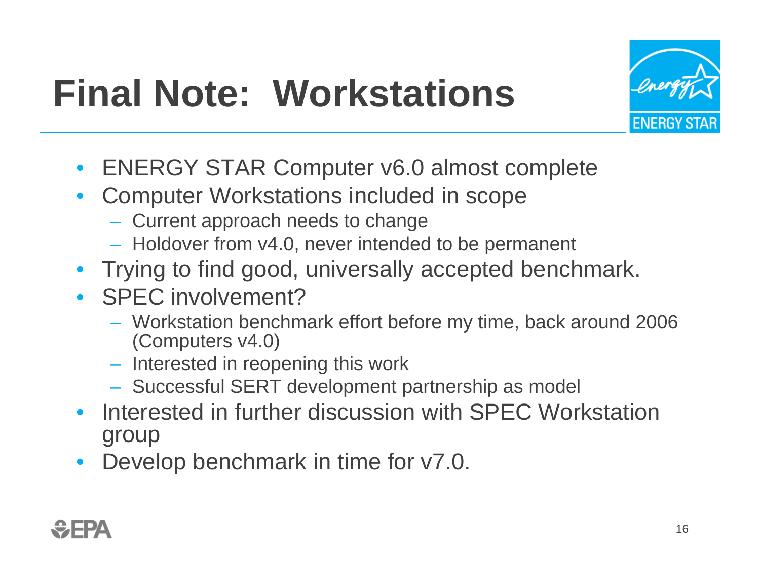# Final Note: Workstations

- ENERGY STAR Computer v6.0 almost complete
- Computer Workstations included in scope
  - Current approach needs to change
  - Holdover from v4.0, never intended to be permanent
- Trying to find good, universally accepted benchmark.
- SPEC involvement?
  - Workstation benchmark effort before my time, back around 2006 (Computers v4.0)
  - Interested in reopening this work
  - Successful SERT development partnership as model
- Interested in further discussion with SPEC Workstation group
- Develop benchmark in time for v7.0.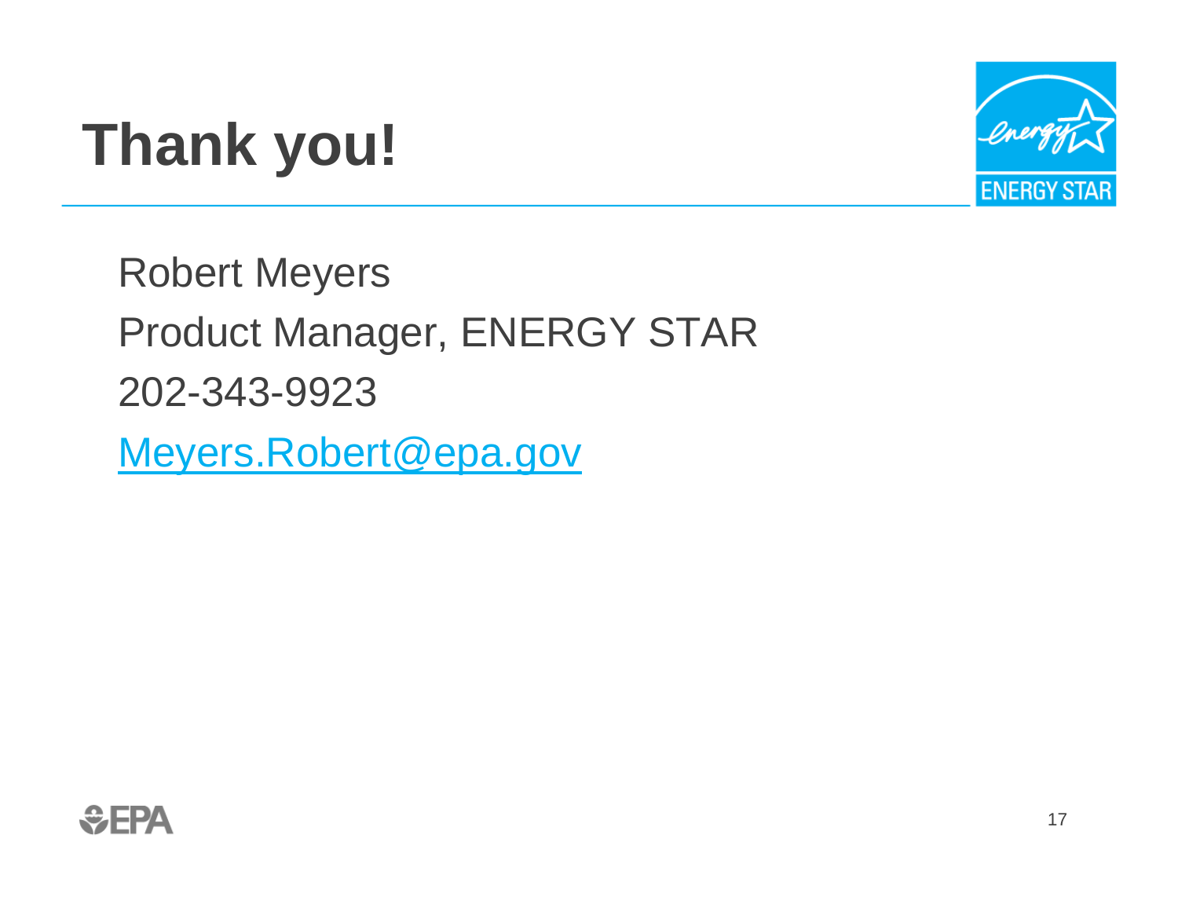# Thank you!

Robert Meyers

Product Manager, ENERGY STAR

202-343-9923

Meyers.Robert@epa.gov